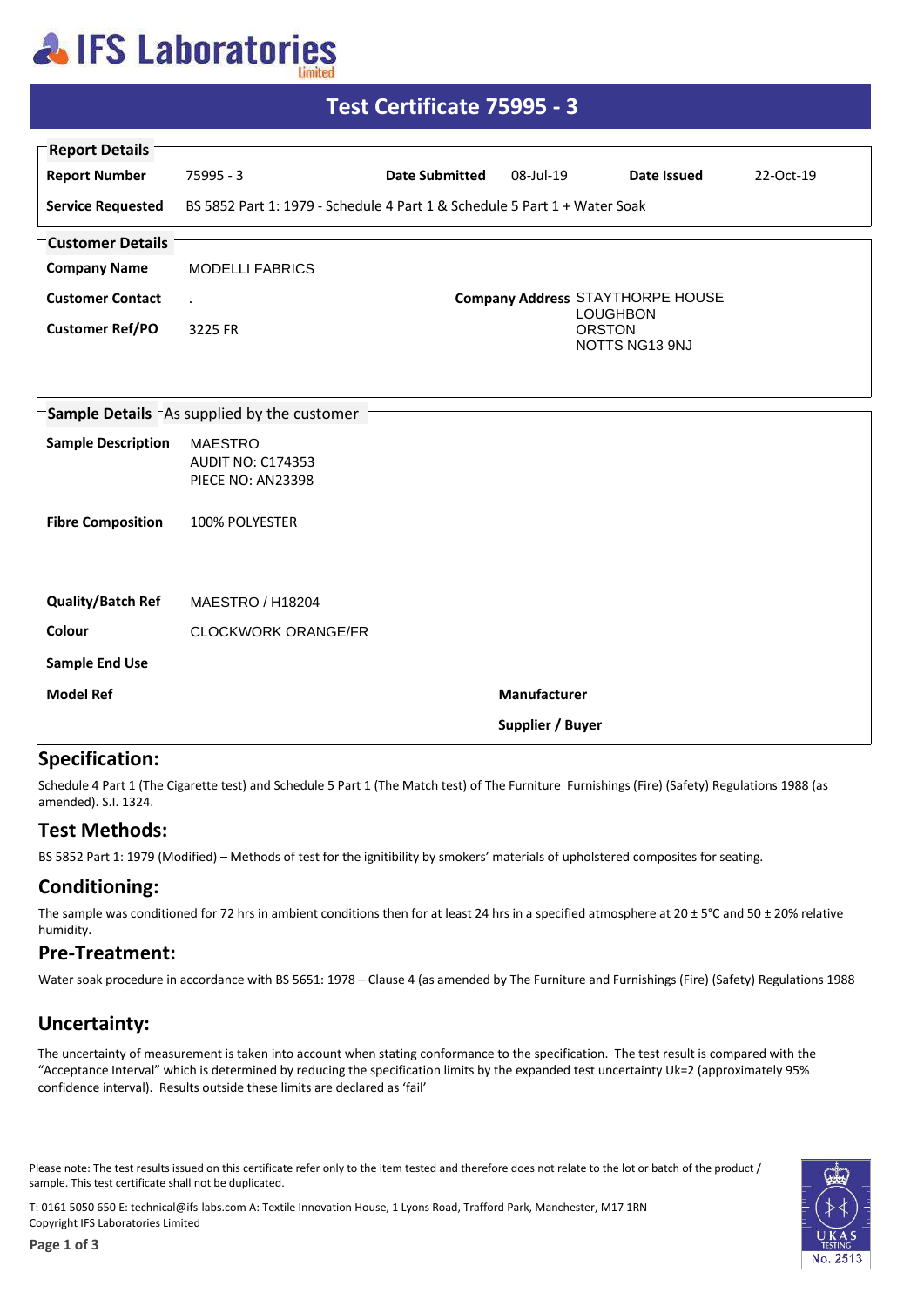# IFS Laboratories Limited

## Test Certificate 75995 - 3

**Report Details**

| | | | | | |
|---|---|---|---|---|---|
| **Report Number** | 75995 - 3 | **Date Submitted** | 08-Jul-19 | **Date Issued** | 22-Oct-19 |
| **Service Requested** | BS 5852 Part 1: 1979 - Schedule 4 Part 1 & Schedule 5 Part 1 + Water Soak | | | | |

**Customer Details**

| | | | |
|---|---|---|---|
| **Company Name** | MODELLI FABRICS | | |
| **Customer Contact** | . | **Company Address** | STAYTHORPE HOUSE<br>LOUGHBON<br>ORSTON<br>NOTTS NG13 9NJ |
| **Customer Ref/PO** | 3225 FR | | |

**Sample Details** - As supplied by the customer

| | | | |
|---|---|---|---|
| **Sample Description** | MAESTRO<br>AUDIT NO: C174353<br>PIECE NO: AN23398 | | |
| **Fibre Composition** | 100% POLYESTER | | |
| **Quality/Batch Ref** | MAESTRO / H18204 | | |
| **Colour** | CLOCKWORK ORANGE/FR | | |
| **Sample End Use** | | | |
| **Model Ref** | | **Manufacturer** | |
| | | **Supplier / Buyer** | |

## Specification:

Schedule 4 Part 1 (The Cigarette test) and Schedule 5 Part 1 (The Match test) of The Furniture Furnishings (Fire) (Safety) Regulations 1988 (as amended). S.I. 1324.

## Test Methods:

BS 5852 Part 1: 1979 (Modified) – Methods of test for the ignitibility by smokers' materials of upholstered composites for seating.

## Conditioning:

The sample was conditioned for 72 hrs in ambient conditions then for at least 24 hrs in a specified atmosphere at 20 ± 5°C and 50 ± 20% relative humidity.

## Pre-Treatment:

Water soak procedure in accordance with BS 5651: 1978 – Clause 4 (as amended by The Furniture and Furnishings (Fire) (Safety) Regulations 1988

## Uncertainty:

The uncertainty of measurement is taken into account when stating conformance to the specification. The test result is compared with the "Acceptance Interval" which is determined by reducing the specification limits by the expanded test uncertainty Uk=2 (approximately 95% confidence interval). Results outside these limits are declared as 'fail'

Please note: The test results issued on this certificate refer only to the item tested and therefore does not relate to the lot or batch of the product / sample. This test certificate shall not be duplicated.

T: 0161 5050 650 E: technical@ifs-labs.com A: Textile Innovation House, 1 Lyons Road, Trafford Park, Manchester, M17 1RN
Copyright IFS Laboratories Limited

UKAS TESTING No. 2513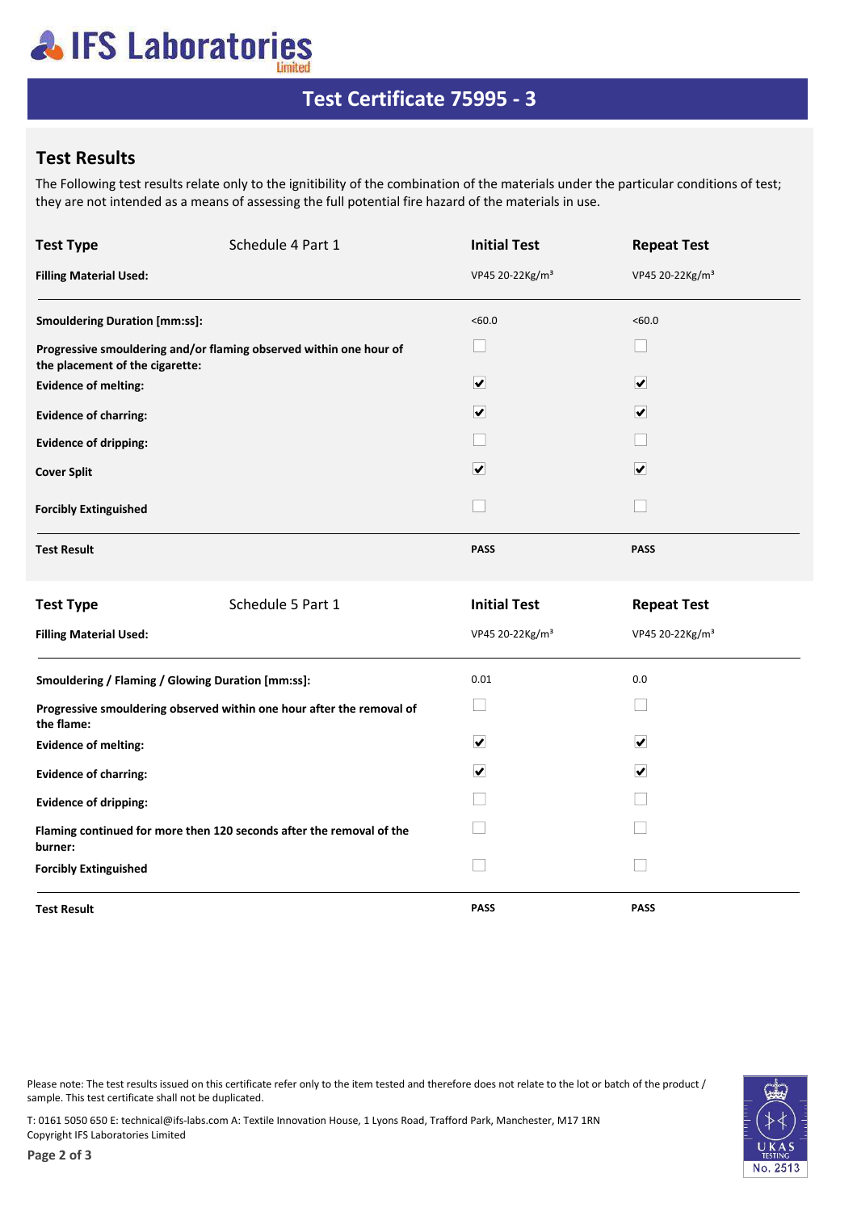# Test Certificate 75995 - 3

## Test Results

The Following test results relate only to the ignitibility of the combination of the materials under the particular conditions of test; they are not intended as a means of assessing the full potential fire hazard of the materials in use.

| **Test Type** Schedule 4 Part 1 | **Initial Test** | **Repeat Test** |
|---|---|---|
| **Filling Material Used:** | VP45 20-22Kg/m³ | VP45 20-22Kg/m³ |
| **Smouldering Duration [mm:ss]:** | <60.0 | <60.0 |
| **Progressive smouldering and/or flaming observed within one hour of the placement of the cigarette:** | ☐ | ☐ |
| **Evidence of melting:** | ☑ | ☑ |
| **Evidence of charring:** | ☑ | ☑ |
| **Evidence of dripping:** | ☐ | ☐ |
| **Cover Split** | ☑ | ☑ |
| **Forcibly Extinguished** | ☐ | ☐ |
| **Test Result** | **PASS** | **PASS** |

| **Test Type** Schedule 5 Part 1 | **Initial Test** | **Repeat Test** |
|---|---|---|
| **Filling Material Used:** | VP45 20-22Kg/m³ | VP45 20-22Kg/m³ |
| **Smouldering / Flaming / Glowing Duration [mm:ss]:** | 0.01 | 0.0 |
| **Progressive smouldering observed within one hour after the removal of the flame:** | ☐ | ☐ |
| **Evidence of melting:** | ☑ | ☑ |
| **Evidence of charring:** | ☑ | ☑ |
| **Evidence of dripping:** | ☐ | ☐ |
| **Flaming continued for more then 120 seconds after the removal of the burner:** | ☐ | ☐ |
| **Forcibly Extinguished** | ☐ | ☐ |
| **Test Result** | **PASS** | **PASS** |

Please note: The test results issued on this certificate refer only to the item tested and therefore does not relate to the lot or batch of the product / sample. This test certificate shall not be duplicated.

T: 0161 5050 650 E: technical@ifs-labs.com A: Textile Innovation House, 1 Lyons Road, Trafford Park, Manchester, M17 1RN
Copyright IFS Laboratories Limited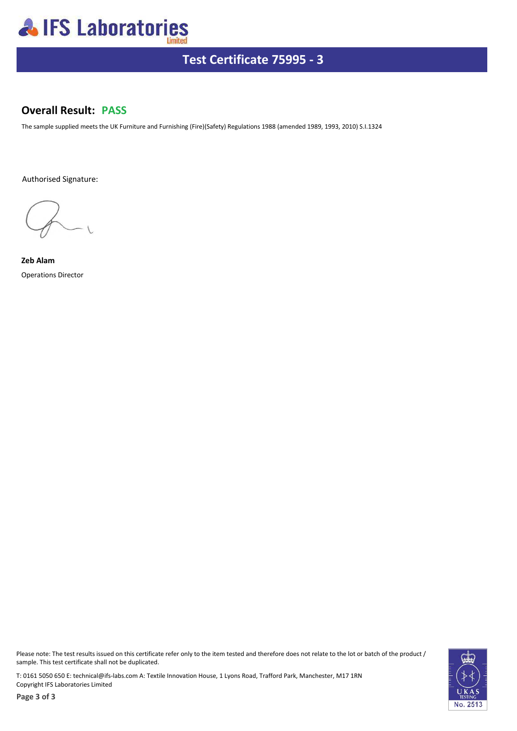# IFS Laboratories Limited

## Test Certificate 75995 - 3

**Overall Result: PASS**

The sample supplied meets the UK Furniture and Furnishing (Fire)(Safety) Regulations 1988 (amended 1989, 1993, 2010) S.I.1324

Authorised Signature:

**Zeb Alam**

Operations Director

Please note: The test results issued on this certificate refer only to the item tested and therefore does not relate to the lot or batch of the product / sample. This test certificate shall not be duplicated.

T: 0161 5050 650 E: technical@ifs-labs.com A: Textile Innovation House, 1 Lyons Road, Trafford Park, Manchester, M17 1RN

Copyright IFS Laboratories Limited

UKAS TESTING No. 2513